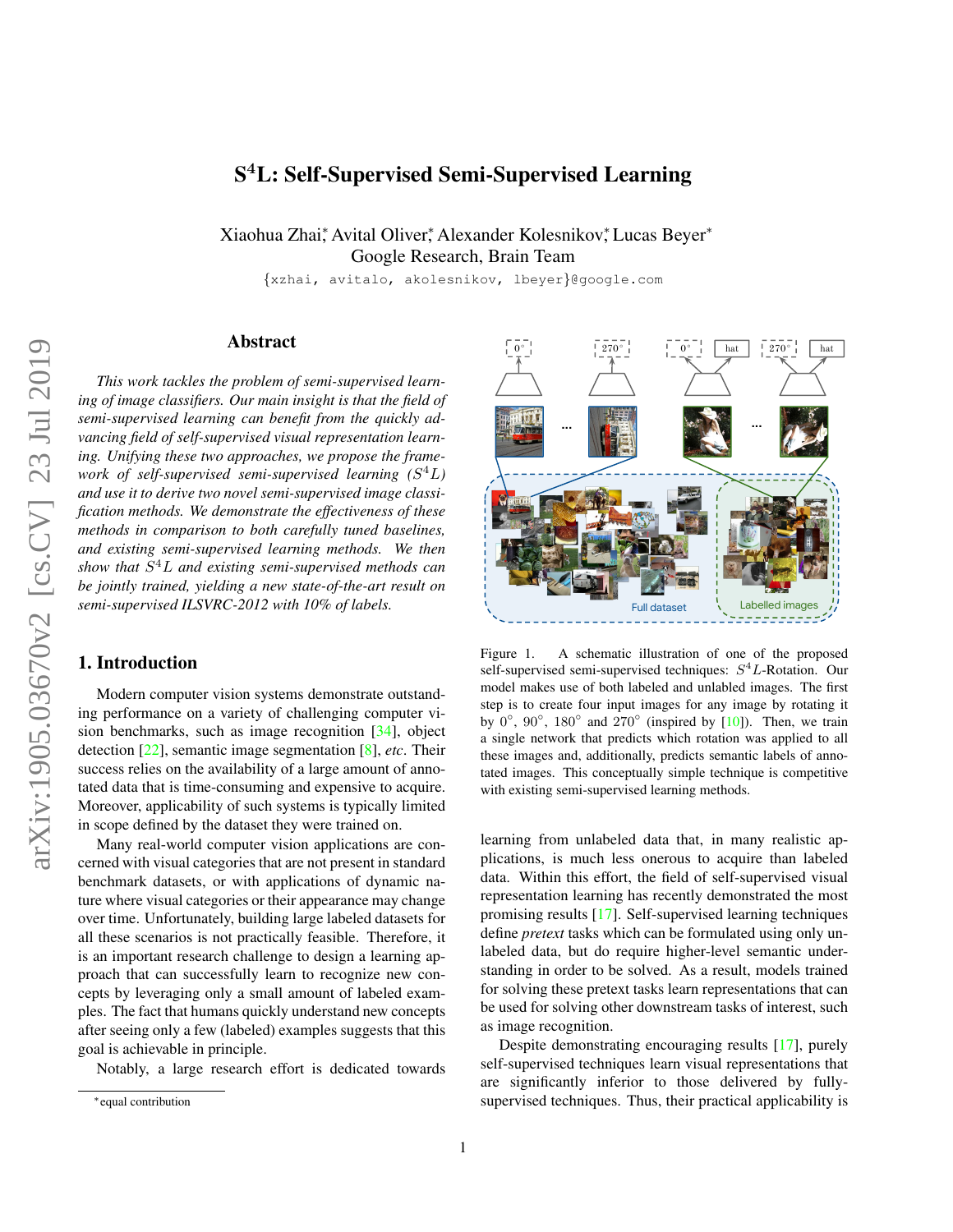# S[4]L: Self-Supervised Semi-Supervised Learning

Xiaohua Zhai*, Avital Oliver*, Alexander Kolesnikov*, Lucas Beyer*
Google Research, Brain Team

{xzhai, avitalo, akolesnikov, lbeyer}@google.com

## Abstract

*This work tackles the problem of semi-supervised learning of image classifiers. Our main insight is that the field of semi-supervised learning can benefit from the quickly advancing field of self-supervised visual representation learning. Unifying these two approaches, we propose the framework of self-supervised semi-supervised learning ($S^4L$) and use it to derive two novel semi-supervised image classification methods. We demonstrate the effectiveness of these methods in comparison to both carefully tuned baselines, and existing semi-supervised learning methods. We then show that $S^4L$ and existing semi-supervised methods can be jointly trained, yielding a new state-of-the-art result on semi-supervised ILSVRC-2012 with 10% of labels.*

Figure 1. A schematic illustration of one of the proposed self-supervised semi-supervised techniques: $S^4L$-Rotation. Our model makes use of both labeled and unlabled images. The first step is to create four input images for any image by rotating it by $0^\circ$, $90^\circ$, $180^\circ$ and $270^\circ$ (inspired by [10]). Then, we train a single network that predicts which rotation was applied to all these images and, additionally, predicts semantic labels of annotated images. This conceptually simple technique is competitive with existing semi-supervised learning methods.

## 1. Introduction

Modern computer vision systems demonstrate outstanding performance on a variety of challenging computer vision benchmarks, such as image recognition [34], object detection [22], semantic image segmentation [8], *etc*. Their success relies on the availability of a large amount of annotated data that is time-consuming and expensive to acquire. Moreover, applicability of such systems is typically limited in scope defined by the dataset they were trained on.

Many real-world computer vision applications are concerned with visual categories that are not present in standard benchmark datasets, or with applications of dynamic nature where visual categories or their appearance may change over time. Unfortunately, building large labeled datasets for all these scenarios is not practically feasible. Therefore, it is an important research challenge to design a learning approach that can successfully learn to recognize new concepts by leveraging only a small amount of labeled examples. The fact that humans quickly understand new concepts after seeing only a few (labeled) examples suggests that this goal is achievable in principle.

Notably, a large research effort is dedicated towards learning from unlabeled data that, in many realistic applications, is much less onerous to acquire than labeled data. Within this effort, the field of self-supervised visual representation learning has recently demonstrated the most promising results [17]. Self-supervised learning techniques define *pretext* tasks which can be formulated using only unlabeled data, but do require higher-level semantic understanding in order to be solved. As a result, models trained for solving these pretext tasks learn representations that can be used for solving other downstream tasks of interest, such as image recognition.

Despite demonstrating encouraging results [17], purely self-supervised techniques learn visual representations that are significantly inferior to those delivered by fully-supervised techniques. Thus, their practical applicability is

*equal contribution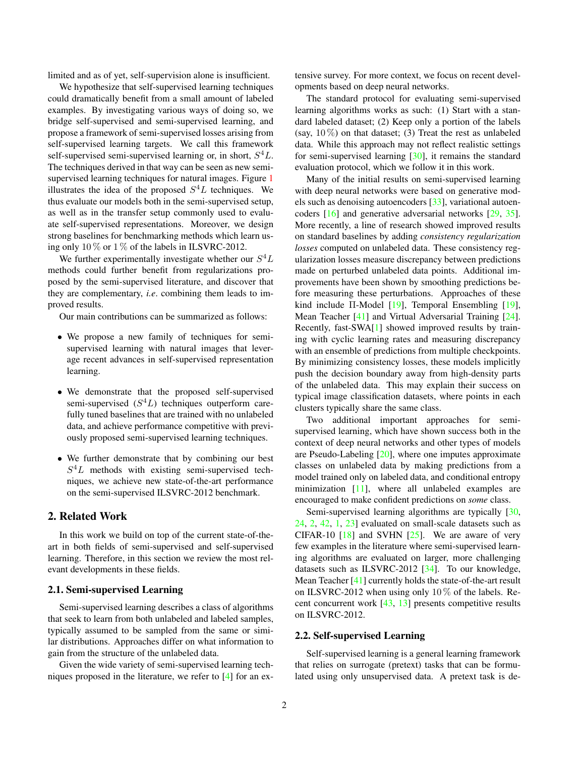limited and as of yet, self-supervision alone is insufficient.

We hypothesize that self-supervised learning techniques could dramatically benefit from a small amount of labeled examples. By investigating various ways of doing so, we bridge self-supervised and semi-supervised learning, and propose a framework of semi-supervised losses arising from self-supervised learning targets. We call this framework self-supervised semi-supervised learning or, in short, $S^4L$. The techniques derived in that way can be seen as new semi-supervised learning techniques for natural images. Figure 1 illustrates the idea of the proposed $S^4L$ techniques. We thus evaluate our models both in the semi-supervised setup, as well as in the transfer setup commonly used to evaluate self-supervised representations. Moreover, we design strong baselines for benchmarking methods which learn using only $10\,\%$ or $1\,\%$ of the labels in ILSVRC-2012.

We further experimentally investigate whether our $S^4L$ methods could further benefit from regularizations proposed by the semi-supervised literature, and discover that they are complementary, *i.e*. combining them leads to improved results.

Our main contributions can be summarized as follows:

- We propose a new family of techniques for semi-supervised learning with natural images that leverage recent advances in self-supervised representation learning.
- We demonstrate that the proposed self-supervised semi-supervised ($S^4L$) techniques outperform carefully tuned baselines that are trained with no unlabeled data, and achieve performance competitive with previously proposed semi-supervised learning techniques.
- We further demonstrate that by combining our best $S^4L$ methods with existing semi-supervised techniques, we achieve new state-of-the-art performance on the semi-supervised ILSVRC-2012 benchmark.

## 2. Related Work

In this work we build on top of the current state-of-the-art in both fields of semi-supervised and self-supervised learning. Therefore, in this section we review the most relevant developments in these fields.

### 2.1. Semi-supervised Learning

Semi-supervised learning describes a class of algorithms that seek to learn from both unlabeled and labeled samples, typically assumed to be sampled from the same or similar distributions. Approaches differ on what information to gain from the structure of the unlabeled data.

Given the wide variety of semi-supervised learning techniques proposed in the literature, we refer to [4] for an extensive survey. For more context, we focus on recent developments based on deep neural networks.

The standard protocol for evaluating semi-supervised learning algorithms works as such: (1) Start with a standard labeled dataset; (2) Keep only a portion of the labels (say, $10\,\%$) on that dataset; (3) Treat the rest as unlabeled data. While this approach may not reflect realistic settings for semi-supervised learning [30], it remains the standard evaluation protocol, which we follow it in this work.

Many of the initial results on semi-supervised learning with deep neural networks were based on generative models such as denoising autoencoders [33], variational autoencoders [16] and generative adversarial networks [29, 35]. More recently, a line of research showed improved results on standard baselines by adding *consistency regularization losses* computed on unlabeled data. These consistency regularization losses measure discrepancy between predictions made on perturbed unlabeled data points. Additional improvements have been shown by smoothing predictions before measuring these perturbations. Approaches of these kind include $\Pi$-Model [19], Temporal Ensembling [19], Mean Teacher [41] and Virtual Adversarial Training [24]. Recently, fast-SWA[1] showed improved results by training with cyclic learning rates and measuring discrepancy with an ensemble of predictions from multiple checkpoints. By minimizing consistency losses, these models implicitly push the decision boundary away from high-density parts of the unlabeled data. This may explain their success on typical image classification datasets, where points in each clusters typically share the same class.

Two additional important approaches for semi-supervised learning, which have shown success both in the context of deep neural networks and other types of models are Pseudo-Labeling [20], where one imputes approximate classes on unlabeled data by making predictions from a model trained only on labeled data, and conditional entropy minimization [11], where all unlabeled examples are encouraged to make confident predictions on *some* class.

Semi-supervised learning algorithms are typically [30, 24, 2, 42, 1, 23] evaluated on small-scale datasets such as CIFAR-10 [18] and SVHN [25]. We are aware of very few examples in the literature where semi-supervised learning algorithms are evaluated on larger, more challenging datasets such as ILSVRC-2012 [34]. To our knowledge, Mean Teacher [41] currently holds the state-of-the-art result on ILSVRC-2012 when using only $10\,\%$ of the labels. Recent concurrent work [43, 13] presents competitive results on ILSVRC-2012.

### 2.2. Self-supervised Learning

Self-supervised learning is a general learning framework that relies on surrogate (pretext) tasks that can be formulated using only unsupervised data. A pretext task is de-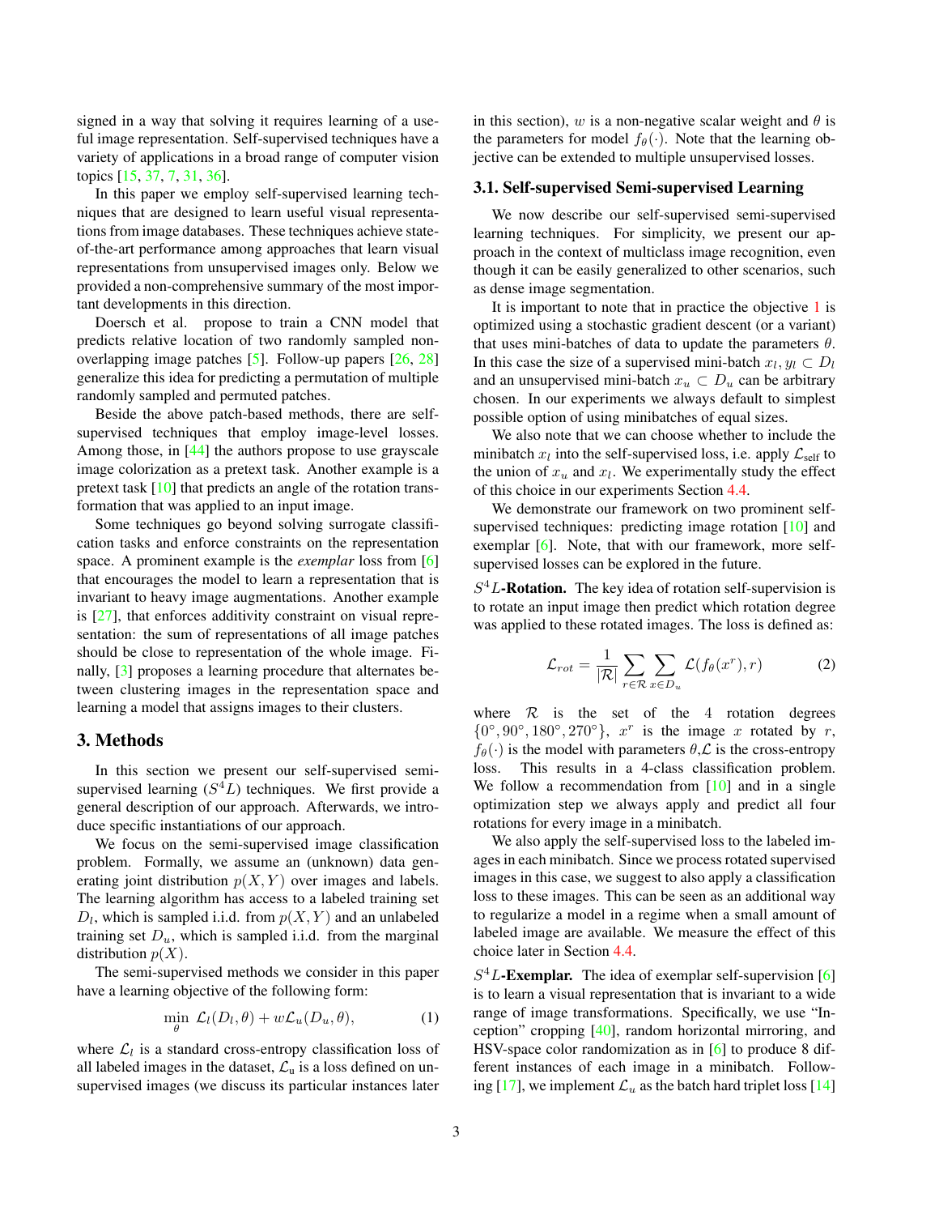signed in a way that solving it requires learning of a useful image representation. Self-supervised techniques have a variety of applications in a broad range of computer vision topics [15, 37, 7, 31, 36].

In this paper we employ self-supervised learning techniques that are designed to learn useful visual representations from image databases. These techniques achieve state-of-the-art performance among approaches that learn visual representations from unsupervised images only. Below we provided a non-comprehensive summary of the most important developments in this direction.

Doersch et al. propose to train a CNN model that predicts relative location of two randomly sampled non-overlapping image patches [5]. Follow-up papers [26, 28] generalize this idea for predicting a permutation of multiple randomly sampled and permuted patches.

Beside the above patch-based methods, there are self-supervised techniques that employ image-level losses. Among those, in [44] the authors propose to use grayscale image colorization as a pretext task. Another example is a pretext task [10] that predicts an angle of the rotation transformation that was applied to an input image.

Some techniques go beyond solving surrogate classification tasks and enforce constraints on the representation space. A prominent example is the *exemplar* loss from [6] that encourages the model to learn a representation that is invariant to heavy image augmentations. Another example is [27], that enforces additivity constraint on visual representation: the sum of representations of all image patches should be close to representation of the whole image. Finally, [3] proposes a learning procedure that alternates between clustering images in the representation space and learning a model that assigns images to their clusters.

# 3. Methods

In this section we present our self-supervised semi-supervised learning ($S^4L$) techniques. We first provide a general description of our approach. Afterwards, we introduce specific instantiations of our approach.

We focus on the semi-supervised image classification problem. Formally, we assume an (unknown) data generating joint distribution $p(X, Y)$ over images and labels. The learning algorithm has access to a labeled training set $D_l$, which is sampled i.i.d. from $p(X, Y)$ and an unlabeled training set $D_u$, which is sampled i.i.d. from the marginal distribution $p(X)$.

The semi-supervised methods we consider in this paper have a learning objective of the following form:

$$\min_{\theta} \; \mathcal{L}_l(D_l, \theta) + w\mathcal{L}_u(D_u, \theta), \tag{1}$$

where $\mathcal{L}_l$ is a standard cross-entropy classification loss of all labeled images in the dataset, $\mathcal{L}_\text{u}$ is a loss defined on unsupervised images (we discuss its particular instances later in this section), $w$ is a non-negative scalar weight and $\theta$ is the parameters for model $f_\theta(\cdot)$. Note that the learning objective can be extended to multiple unsupervised losses.

## 3.1. Self-supervised Semi-supervised Learning

We now describe our self-supervised semi-supervised learning techniques. For simplicity, we present our approach in the context of multiclass image recognition, even though it can be easily generalized to other scenarios, such as dense image segmentation.

It is important to note that in practice the objective 1 is optimized using a stochastic gradient descent (or a variant) that uses mini-batches of data to update the parameters $\theta$. In this case the size of a supervised mini-batch $x_l, y_l \subset D_l$ and an unsupervised mini-batch $x_u \subset D_u$ can be arbitrary chosen. In our experiments we always default to simplest possible option of using minibatches of equal sizes.

We also note that we can choose whether to include the minibatch $x_l$ into the self-supervised loss, i.e. apply $\mathcal{L}_\text{self}$ to the union of $x_u$ and $x_l$. We experimentally study the effect of this choice in our experiments Section 4.4.

We demonstrate our framework on two prominent self-supervised techniques: predicting image rotation [10] and exemplar [6]. Note, that with our framework, more self-supervised losses can be explored in the future.

**$S^4L$-Rotation.** The key idea of rotation self-supervision is to rotate an input image then predict which rotation degree was applied to these rotated images. The loss is defined as:

$$\mathcal{L}_{rot} = \frac{1}{|\mathcal{R}|} \sum_{r \in \mathcal{R}} \sum_{x \in D_u} \mathcal{L}(f_\theta(x^r), r) \tag{2}$$

where $\mathcal{R}$ is the set of the 4 rotation degrees $\{0^\circ, 90^\circ, 180^\circ, 270^\circ\}$, $x^r$ is the image $x$ rotated by $r$, $f_\theta(\cdot)$ is the model with parameters $\theta$,$\mathcal{L}$ is the cross-entropy loss. This results in a 4-class classification problem. We follow a recommendation from [10] and in a single optimization step we always apply and predict all four rotations for every image in a minibatch.

We also apply the self-supervised loss to the labeled images in each minibatch. Since we process rotated supervised images in this case, we suggest to also apply a classification loss to these images. This can be seen as an additional way to regularize a model in a regime when a small amount of labeled image are available. We measure the effect of this choice later in Section 4.4.

**$S^4L$-Exemplar.** The idea of exemplar self-supervision [6] is to learn a visual representation that is invariant to a wide range of image transformations. Specifically, we use "Inception" cropping [40], random horizontal mirroring, and HSV-space color randomization as in [6] to produce 8 different instances of each image in a minibatch. Following [17], we implement $\mathcal{L}_u$ as the batch hard triplet loss [14]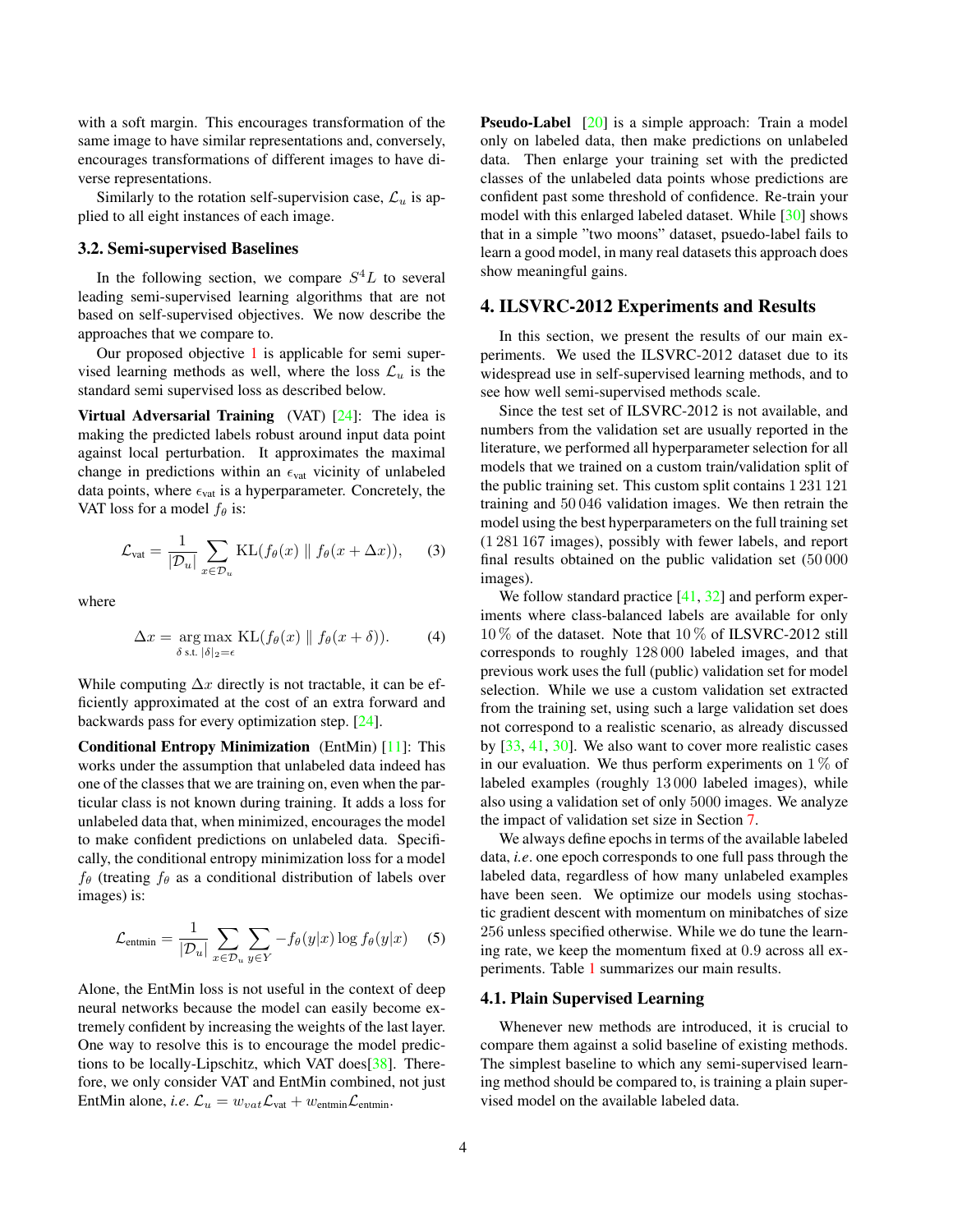with a soft margin. This encourages transformation of the same image to have similar representations and, conversely, encourages transformations of different images to have diverse representations.

Similarly to the rotation self-supervision case, $\mathcal{L}_u$ is applied to all eight instances of each image.

### 3.2. Semi-supervised Baselines

In the following section, we compare $S^4L$ to several leading semi-supervised learning algorithms that are not based on self-supervised objectives. We now describe the approaches that we compare to.

Our proposed objective 1 is applicable for semi supervised learning methods as well, where the loss $\mathcal{L}_u$ is the standard semi supervised loss as described below.

**Virtual Adversarial Training** (VAT) [24]: The idea is making the predicted labels robust around input data point against local perturbation. It approximates the maximal change in predictions within an $\epsilon_{\text{vat}}$ vicinity of unlabeled data points, where $\epsilon_{\text{vat}}$ is a hyperparameter. Concretely, the VAT loss for a model $f_\theta$ is:

$$\mathcal{L}_{\text{vat}} = \frac{1}{|\mathcal{D}_u|} \sum_{x \in \mathcal{D}_u} \mathrm{KL}(f_\theta(x) \parallel f_\theta(x + \Delta x)), \quad (3)$$

where

$$\Delta x = \underset{\delta \text{ s.t. } |\delta|_2 = \epsilon}{\arg\max} \, \mathrm{KL}(f_\theta(x) \parallel f_\theta(x + \delta)). \quad (4)$$

While computing $\Delta x$ directly is not tractable, it can be efficiently approximated at the cost of an extra forward and backwards pass for every optimization step. [24].

**Conditional Entropy Minimization** (EntMin) [11]: This works under the assumption that unlabeled data indeed has one of the classes that we are training on, even when the particular class is not known during training. It adds a loss for unlabeled data that, when minimized, encourages the model to make confident predictions on unlabeled data. Specifically, the conditional entropy minimization loss for a model $f_\theta$ (treating $f_\theta$ as a conditional distribution of labels over images) is:

$$\mathcal{L}_{\text{entmin}} = \frac{1}{|\mathcal{D}_u|} \sum_{x \in \mathcal{D}_u} \sum_{y \in Y} -f_\theta(y|x) \log f_\theta(y|x) \quad (5)$$

Alone, the EntMin loss is not useful in the context of deep neural networks because the model can easily become extremely confident by increasing the weights of the last layer. One way to resolve this is to encourage the model predictions to be locally-Lipschitz, which VAT does[38]. Therefore, we only consider VAT and EntMin combined, not just EntMin alone, *i.e.* $\mathcal{L}_u = w_{vat}\mathcal{L}_{\text{vat}} + w_{\text{entmin}}\mathcal{L}_{\text{entmin}}$.

**Pseudo-Label** [20] is a simple approach: Train a model only on labeled data, then make predictions on unlabeled data. Then enlarge your training set with the predicted classes of the unlabeled data points whose predictions are confident past some threshold of confidence. Re-train your model with this enlarged labeled dataset. While [30] shows that in a simple "two moons" dataset, psuedo-label fails to learn a good model, in many real datasets this approach does show meaningful gains.

## 4. ILSVRC-2012 Experiments and Results

In this section, we present the results of our main experiments. We used the ILSVRC-2012 dataset due to its widespread use in self-supervised learning methods, and to see how well semi-supervised methods scale.

Since the test set of ILSVRC-2012 is not available, and numbers from the validation set are usually reported in the literature, we performed all hyperparameter selection for all models that we trained on a custom train/validation split of the public training set. This custom split contains 1 231 121 training and 50 046 validation images. We then retrain the model using the best hyperparameters on the full training set (1 281 167 images), possibly with fewer labels, and report final results obtained on the public validation set (50 000 images).

We follow standard practice [41, 32] and perform experiments where class-balanced labels are available for only 10 % of the dataset. Note that 10 % of ILSVRC-2012 still corresponds to roughly 128 000 labeled images, and that previous work uses the full (public) validation set for model selection. While we use a custom validation set extracted from the training set, using such a large validation set does not correspond to a realistic scenario, as already discussed by [33, 41, 30]. We also want to cover more realistic cases in our evaluation. We thus perform experiments on 1 % of labeled examples (roughly 13 000 labeled images), while also using a validation set of only 5000 images. We analyze the impact of validation set size in Section 7.

We always define epochs in terms of the available labeled data, *i.e.* one epoch corresponds to one full pass through the labeled data, regardless of how many unlabeled examples have been seen. We optimize our models using stochastic gradient descent with momentum on minibatches of size 256 unless specified otherwise. While we do tune the learning rate, we keep the momentum fixed at 0.9 across all experiments. Table 1 summarizes our main results.

### 4.1. Plain Supervised Learning

Whenever new methods are introduced, it is crucial to compare them against a solid baseline of existing methods. The simplest baseline to which any semi-supervised learning method should be compared to, is training a plain supervised model on the available labeled data.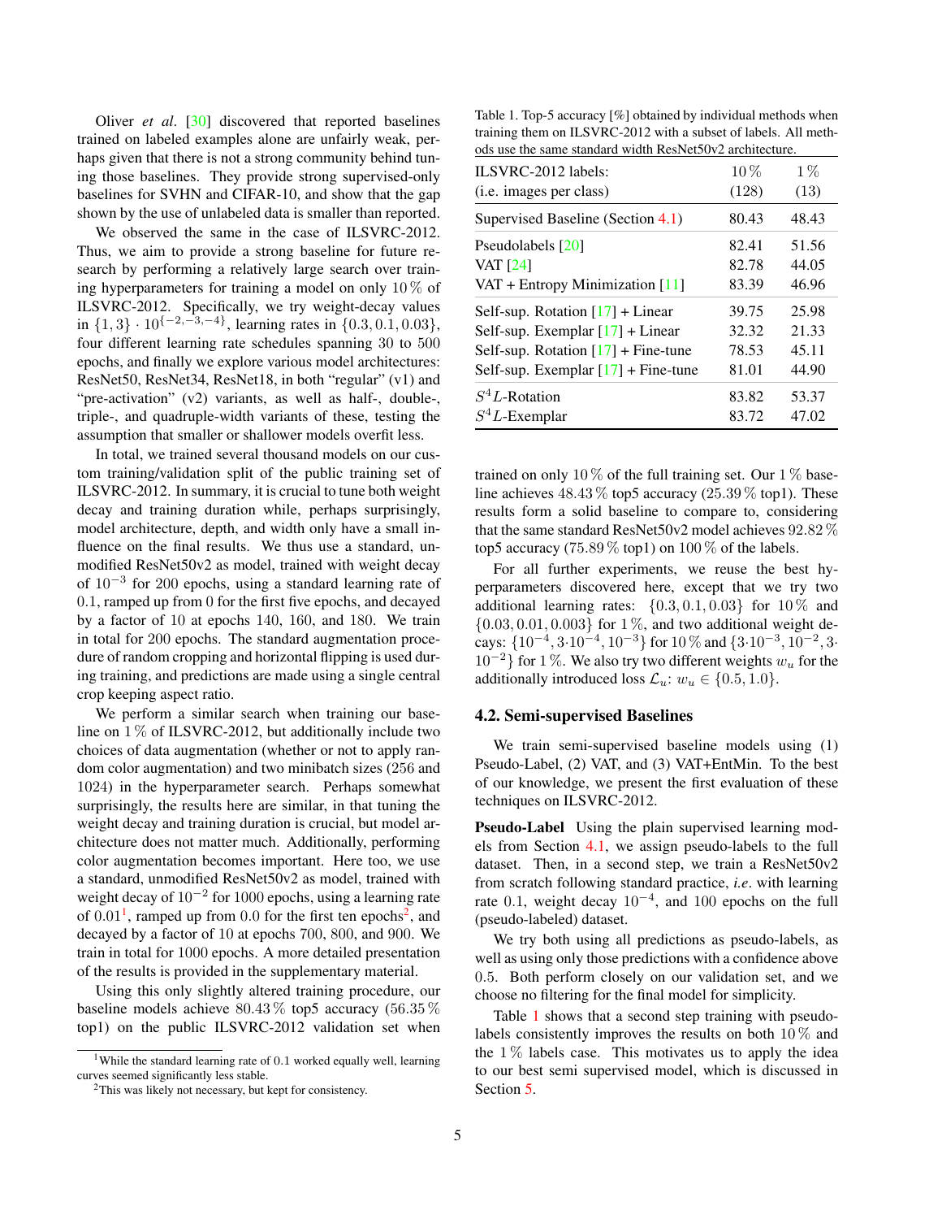Oliver *et al*. [30] discovered that reported baselines trained on labeled examples alone are unfairly weak, perhaps given that there is not a strong community behind tuning those baselines. They provide strong supervised-only baselines for SVHN and CIFAR-10, and show that the gap shown by the use of unlabeled data is smaller than reported.

We observed the same in the case of ILSVRC-2012. Thus, we aim to provide a strong baseline for future research by performing a relatively large search over training hyperparameters for training a model on only $10\,\%$ of ILSVRC-2012. Specifically, we try weight-decay values in $\{1, 3\} \cdot 10^{\{-2,-3,-4\}}$, learning rates in $\{0.3, 0.1, 0.03\}$, four different learning rate schedules spanning 30 to 500 epochs, and finally we explore various model architectures: ResNet50, ResNet34, ResNet18, in both "regular" (v1) and "pre-activation" (v2) variants, as well as half-, double-, triple-, and quadruple-width variants of these, testing the assumption that smaller or shallower models overfit less.

In total, we trained several thousand models on our custom training/validation split of the public training set of ILSVRC-2012. In summary, it is crucial to tune both weight decay and training duration while, perhaps surprisingly, model architecture, depth, and width only have a small influence on the final results. We thus use a standard, unmodified ResNet50v2 as model, trained with weight decay of $10^{-3}$ for 200 epochs, using a standard learning rate of $0.1$, ramped up from $0$ for the first five epochs, and decayed by a factor of 10 at epochs 140, 160, and 180. We train in total for 200 epochs. The standard augmentation procedure of random cropping and horizontal flipping is used during training, and predictions are made using a single central crop keeping aspect ratio.

We perform a similar search when training our baseline on $1\,\%$ of ILSVRC-2012, but additionally include two choices of data augmentation (whether or not to apply random color augmentation) and two minibatch sizes (256 and 1024) in the hyperparameter search. Perhaps somewhat surprisingly, the results here are similar, in that tuning the weight decay and training duration is crucial, but model architecture does not matter much. Additionally, performing color augmentation becomes important. Here too, we use a standard, unmodified ResNet50v2 as model, trained with weight decay of $10^{-2}$ for 1000 epochs, using a learning rate of $0.01$[1], ramped up from $0.0$ for the first ten epochs[2], and decayed by a factor of 10 at epochs 700, 800, and 900. We train in total for 1000 epochs. A more detailed presentation of the results is provided in the supplementary material.

Using this only slightly altered training procedure, our baseline models achieve $80.43\,\%$ top5 accuracy ($56.35\,\%$ top1) on the public ILSVRC-2012 validation set when trained on only $10\,\%$ of the full training set. Our $1\,\%$ baseline achieves $48.43\,\%$ top5 accuracy ($25.39\,\%$ top1). These results form a solid baseline to compare to, considering that the same standard ResNet50v2 model achieves $92.82\,\%$ top5 accuracy ($75.89\,\%$ top1) on $100\,\%$ of the labels.

[1] While the standard learning rate of 0.1 worked equally well, learning curves seemed significantly less stable.

[2] This was likely not necessary, but kept for consistency.

Table 1. Top-5 accuracy [%] obtained by individual methods when training them on ILSVRC-2012 with a subset of labels. All methods use the same standard width ResNet50v2 architecture.

| ILSVRC-2012 labels: (i.e. images per class) | $10\,\%$ (128) | $1\,\%$ (13) |
|---|---|---|
| Supervised Baseline (Section 4.1) | 80.43 | 48.43 |
| Pseudolabels [20] | 82.41 | 51.56 |
| VAT [24] | 82.78 | 44.05 |
| VAT + Entropy Minimization [11] | 83.39 | 46.96 |
| Self-sup. Rotation [17] + Linear | 39.75 | 25.98 |
| Self-sup. Exemplar [17] + Linear | 32.32 | 21.33 |
| Self-sup. Rotation [17] + Fine-tune | 78.53 | 45.11 |
| Self-sup. Exemplar [17] + Fine-tune | 81.01 | 44.90 |
| $S^4L$-Rotation | 83.82 | 53.37 |
| $S^4L$-Exemplar | 83.72 | 47.02 |

For all further experiments, we reuse the best hyperparameters discovered here, except that we try two additional learning rates: $\{0.3, 0.1, 0.03\}$ for $10\,\%$ and $\{0.03, 0.01, 0.003\}$ for $1\,\%$, and two additional weight decays: $\{10^{-4}, 3{\cdot}10^{-4}, 10^{-3}\}$ for $10\,\%$ and $\{3{\cdot}10^{-3}, 10^{-2}, 3{\cdot}10^{-2}\}$ for $1\,\%$. We also try two different weights $w_u$ for the additionally introduced loss $\mathcal{L}_u$: $w_u \in \{0.5, 1.0\}$.

## 4.2. Semi-supervised Baselines

We train semi-supervised baseline models using (1) Pseudo-Label, (2) VAT, and (3) VAT+EntMin. To the best of our knowledge, we present the first evaluation of these techniques on ILSVRC-2012.

**Pseudo-Label** Using the plain supervised learning models from Section 4.1, we assign pseudo-labels to the full dataset. Then, in a second step, we train a ResNet50v2 from scratch following standard practice, *i.e*. with learning rate $0.1$, weight decay $10^{-4}$, and 100 epochs on the full (pseudo-labeled) dataset.

We try both using all predictions as pseudo-labels, as well as using only those predictions with a confidence above $0.5$. Both perform closely on our validation set, and we choose no filtering for the final model for simplicity.

Table 1 shows that a second step training with pseudo-labels consistently improves the results on both $10\,\%$ and the $1\,\%$ labels case. This motivates us to apply the idea to our best semi supervised model, which is discussed in Section 5.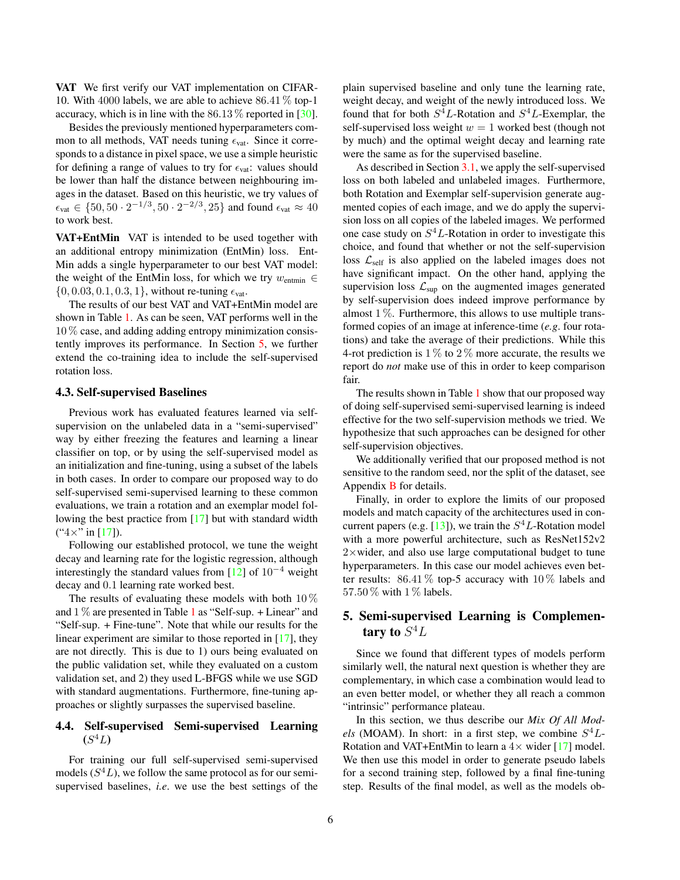**VAT** We first verify our VAT implementation on CIFAR-10. With 4000 labels, we are able to achieve 86.41 % top-1 accuracy, which is in line with the 86.13 % reported in [30].

Besides the previously mentioned hyperparameters common to all methods, VAT needs tuning $\epsilon_{\text{vat}}$. Since it corresponds to a distance in pixel space, we use a simple heuristic for defining a range of values to try for $\epsilon_{\text{vat}}$: values should be lower than half the distance between neighbouring images in the dataset. Based on this heuristic, we try values of $\epsilon_{\text{vat}} \in \{50, 50 \cdot 2^{-1/3}, 50 \cdot 2^{-2/3}, 25\}$ and found $\epsilon_{\text{vat}} \approx 40$ to work best.

**VAT+EntMin** VAT is intended to be used together with an additional entropy minimization (EntMin) loss. EntMin adds a single hyperparameter to our best VAT model: the weight of the EntMin loss, for which we try $w_{\text{entmin}} \in \{0, 0.03, 0.1, 0.3, 1\}$, without re-tuning $\epsilon_{\text{vat}}$.

The results of our best VAT and VAT+EntMin model are shown in Table 1. As can be seen, VAT performs well in the 10 % case, and adding adding entropy minimization consistently improves its performance. In Section 5, we further extend the co-training idea to include the self-supervised rotation loss.

### 4.3. Self-supervised Baselines

Previous work has evaluated features learned via self-supervision on the unlabeled data in a "semi-supervised" way by either freezing the features and learning a linear classifier on top, or by using the self-supervised model as an initialization and fine-tuning, using a subset of the labels in both cases. In order to compare our proposed way to do self-supervised semi-supervised learning to these common evaluations, we train a rotation and an exemplar model following the best practice from [17] but with standard width ("4×" in [17]).

Following our established protocol, we tune the weight decay and learning rate for the logistic regression, although interestingly the standard values from [12] of $10^{-4}$ weight decay and 0.1 learning rate worked best.

The results of evaluating these models with both 10 % and 1 % are presented in Table 1 as "Self-sup. + Linear" and "Self-sup. + Fine-tune". Note that while our results for the linear experiment are similar to those reported in [17], they are not directly. This is due to 1) ours being evaluated on the public validation set, while they evaluated on a custom validation set, and 2) they used L-BFGS while we use SGD with standard augmentations. Furthermore, fine-tuning approaches or slightly surpasses the supervised baseline.

### 4.4. Self-supervised Semi-supervised Learning ($S^4L$)

For training our full self-supervised semi-supervised models ($S^4L$), we follow the same protocol as for our semi-supervised baselines, *i.e.* we use the best settings of the plain supervised baseline and only tune the learning rate, weight decay, and weight of the newly introduced loss. We found that for both $S^4L$-Rotation and $S^4L$-Exemplar, the self-supervised loss weight $w = 1$ worked best (though not by much) and the optimal weight decay and learning rate were the same as for the supervised baseline.

As described in Section 3.1, we apply the self-supervised loss on both labeled and unlabeled images. Furthermore, both Rotation and Exemplar self-supervision generate augmented copies of each image, and we do apply the supervision loss on all copies of the labeled images. We performed one case study on $S^4L$-Rotation in order to investigate this choice, and found that whether or not the self-supervision loss $\mathcal{L}_{\text{self}}$ is also applied on the labeled images does not have significant impact. On the other hand, applying the supervision loss $\mathcal{L}_{\text{sup}}$ on the augmented images generated by self-supervision does indeed improve performance by almost 1 %. Furthermore, this allows to use multiple transformed copies of an image at inference-time (*e.g.* four rotations) and take the average of their predictions. While this 4-rot prediction is 1 % to 2 % more accurate, the results we report do *not* make use of this in order to keep comparison fair.

The results shown in Table 1 show that our proposed way of doing self-supervised semi-supervised learning is indeed effective for the two self-supervision methods we tried. We hypothesize that such approaches can be designed for other self-supervision objectives.

We additionally verified that our proposed method is not sensitive to the random seed, nor the split of the dataset, see Appendix B for details.

Finally, in order to explore the limits of our proposed models and match capacity of the architectures used in concurrent papers (e.g. [13]), we train the $S^4L$-Rotation model with a more powerful architecture, such as ResNet152v2 2×wider, and also use large computational budget to tune hyperparameters. In this case our model achieves even better results: 86.41 % top-5 accuracy with 10 % labels and 57.50 % with 1 % labels.

## 5. Semi-supervised Learning is Complementary to $S^4L$

Since we found that different types of models perform similarly well, the natural next question is whether they are complementary, in which case a combination would lead to an even better model, or whether they all reach a common "intrinsic" performance plateau.

In this section, we thus describe our *Mix Of All Models* (MOAM). In short: in a first step, we combine $S^4L$-Rotation and VAT+EntMin to learn a 4× wider [17] model. We then use this model in order to generate pseudo labels for a second training step, followed by a final fine-tuning step. Results of the final model, as well as the models ob-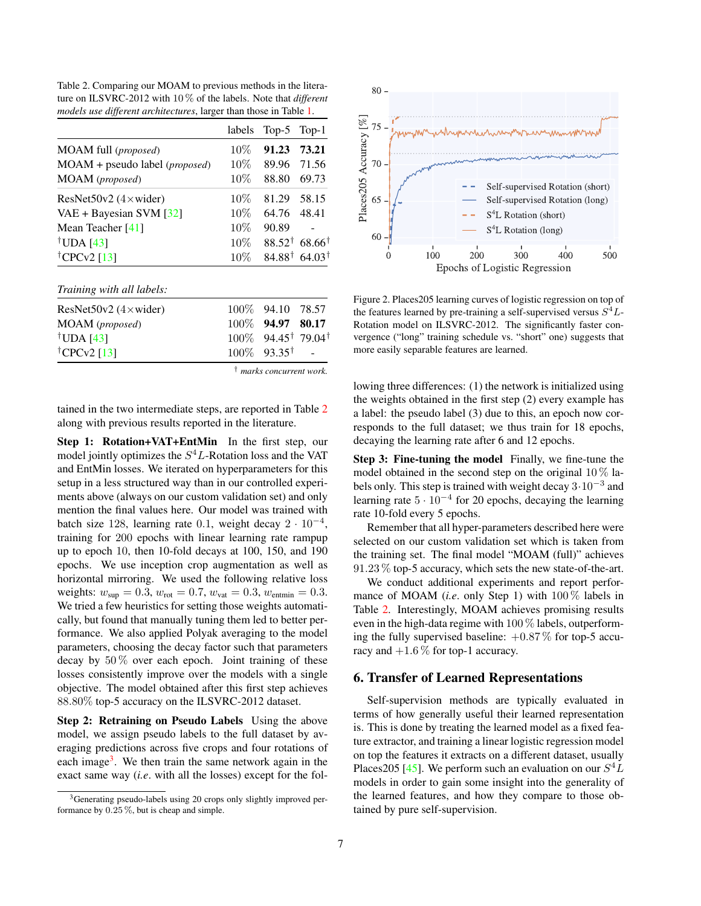Table 2. Comparing our MOAM to previous methods in the literature on ILSVRC-2012 with 10 % of the labels. Note that *different models use different architectures*, larger than those in Table 1.

| | labels | Top-5 | Top-1 |
|---|---|---|---|
| MOAM full (*proposed*) | 10% | **91.23** | **73.21** |
| MOAM + pseudo label (*proposed*) | 10% | 89.96 | 71.56 |
| MOAM (*proposed*) | 10% | 88.80 | 69.73 |
| ResNet50v2 (4×wider) | 10% | 81.29 | 58.15 |
| VAE + Bayesian SVM [32] | 10% | 64.76 | 48.41 |
| Mean Teacher [41] | 10% | 90.89 | - |
| †UDA [43] | 10% | 88.52† | 68.66† |
| †CPCv2 [13] | 10% | 84.88† | 64.03† |
| *Training with all labels:* | | | |
| ResNet50v2 (4×wider) | 100% | 94.10 | 78.57 |
| MOAM (*proposed*) | 100% | **94.97** | **80.17** |
| †UDA [43] | 100% | 94.45† | 79.04† |
| †CPCv2 [13] | 100% | 93.35† | - |

† *marks concurrent work.*

tained in the two intermediate steps, are reported in Table 2 along with previous results reported in the literature.

**Step 1: Rotation+VAT+EntMin** In the first step, our model jointly optimizes the $S^4L$-Rotation loss and the VAT and EntMin losses. We iterated on hyperparameters for this setup in a less structured way than in our controlled experiments above (always on our custom validation set) and only mention the final values here. Our model was trained with batch size 128, learning rate 0.1, weight decay $2 \cdot 10^{-4}$, training for 200 epochs with linear learning rate rampup up to epoch 10, then 10-fold decays at 100, 150, and 190 epochs. We use inception crop augmentation as well as horizontal mirroring. We used the following relative loss weights: $w_{\text{sup}} = 0.3$, $w_{\text{rot}} = 0.7$, $w_{\text{vat}} = 0.3$, $w_{\text{entmin}} = 0.3$. We tried a few heuristics for setting those weights automatically, but found that manually tuning them led to better performance. We also applied Polyak averaging to the model parameters, choosing the decay factor such that parameters decay by 50 % over each epoch. Joint training of these losses consistently improve over the models with a single objective. The model obtained after this first step achieves 88.80% top-5 accuracy on the ILSVRC-2012 dataset.

**Step 2: Retraining on Pseudo Labels** Using the above model, we assign pseudo labels to the full dataset by averaging predictions across five crops and four rotations of each image[3]. We then train the same network again in the exact same way (*i.e.* with all the losses) except for the following three differences: (1) the network is initialized using the weights obtained in the first step (2) every example has a label: the pseudo label (3) due to this, an epoch now corresponds to the full dataset; we thus train for 18 epochs, decaying the learning rate after 6 and 12 epochs.

**Step 3: Fine-tuning the model** Finally, we fine-tune the model obtained in the second step on the original 10 % labels only. This step is trained with weight decay $3 \cdot 10^{-3}$ and learning rate $5 \cdot 10^{-4}$ for 20 epochs, decaying the learning rate 10-fold every 5 epochs.

Remember that all hyper-parameters described here were selected on our custom validation set which is taken from the training set. The final model "MOAM (full)" achieves 91.23 % top-5 accuracy, which sets the new state-of-the-art.

We conduct additional experiments and report performance of MOAM (*i.e.* only Step 1) with 100 % labels in Table 2. Interestingly, MOAM achieves promising results even in the high-data regime with 100 % labels, outperforming the fully supervised baseline: +0.87 % for top-5 accuracy and +1.6 % for top-1 accuracy.

[3] Generating pseudo-labels using 20 crops only slightly improved performance by 0.25 %, but is cheap and simple.

Figure 2. Places205 learning curves of logistic regression on top of the features learned by pre-training a self-supervised versus $S^4L$-Rotation model on ILSVRC-2012. The significantly faster convergence ("long" training schedule vs. "short" one) suggests that more easily separable features are learned.

## 6. Transfer of Learned Representations

Self-supervision methods are typically evaluated in terms of how generally useful their learned representation is. This is done by treating the learned model as a fixed feature extractor, and training a linear logistic regression model on top the features it extracts on a different dataset, usually Places205 [45]. We perform such an evaluation on our $S^4L$ models in order to gain some insight into the generality of the learned features, and how they compare to those obtained by pure self-supervision.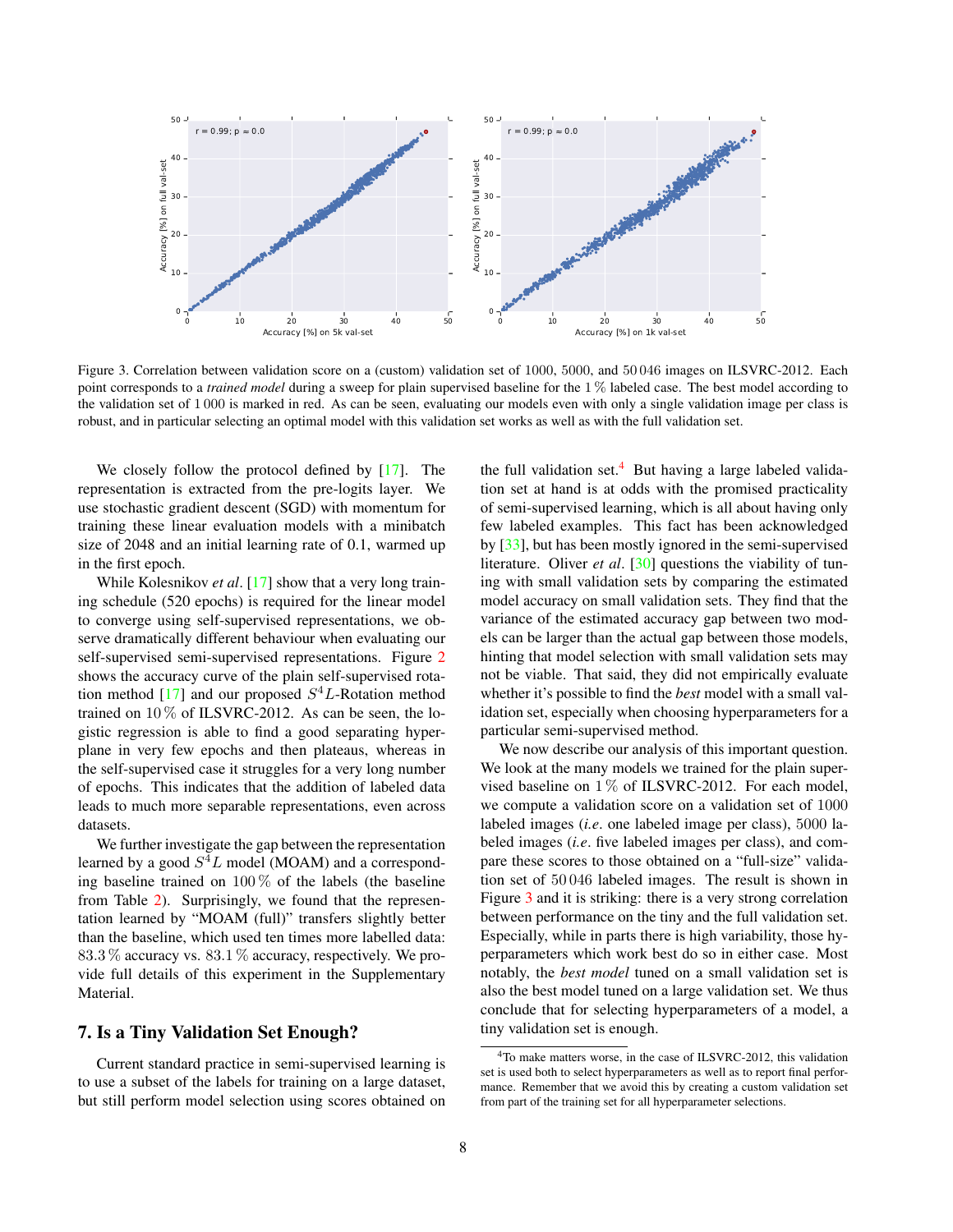Figure 3. Correlation between validation score on a (custom) validation set of 1000, 5000, and 50 046 images on ILSVRC-2012. Each point corresponds to a *trained model* during a sweep for plain supervised baseline for the 1 % labeled case. The best model according to the validation set of 1 000 is marked in red. As can be seen, evaluating our models even with only a single validation image per class is robust, and in particular selecting an optimal model with this validation set works as well as with the full validation set.

We closely follow the protocol defined by [17]. The representation is extracted from the pre-logits layer. We use stochastic gradient descent (SGD) with momentum for training these linear evaluation models with a minibatch size of 2048 and an initial learning rate of 0.1, warmed up in the first epoch.

While Kolesnikov *et al*. [17] show that a very long training schedule (520 epochs) is required for the linear model to converge using self-supervised representations, we observe dramatically different behaviour when evaluating our self-supervised semi-supervised representations. Figure 2 shows the accuracy curve of the plain self-supervised rotation method [17] and our proposed $S^4L$-Rotation method trained on 10 % of ILSVRC-2012. As can be seen, the logistic regression is able to find a good separating hyperplane in very few epochs and then plateaus, whereas in the self-supervised case it struggles for a very long number of epochs. This indicates that the addition of labeled data leads to much more separable representations, even across datasets.

We further investigate the gap between the representation learned by a good $S^4L$ model (MOAM) and a corresponding baseline trained on 100 % of the labels (the baseline from Table 2). Surprisingly, we found that the representation learned by "MOAM (full)" transfers slightly better than the baseline, which used ten times more labelled data: 83.3 % accuracy vs. 83.1 % accuracy, respectively. We provide full details of this experiment in the Supplementary Material.

## 7. Is a Tiny Validation Set Enough?

Current standard practice in semi-supervised learning is to use a subset of the labels for training on a large dataset, but still perform model selection using scores obtained on the full validation set.[4] But having a large labeled validation set at hand is at odds with the promised practicality of semi-supervised learning, which is all about having only few labeled examples. This fact has been acknowledged by [33], but has been mostly ignored in the semi-supervised literature. Oliver *et al*. [30] questions the viability of tuning with small validation sets by comparing the estimated model accuracy on small validation sets. They find that the variance of the estimated accuracy gap between two models can be larger than the actual gap between those models, hinting that model selection with small validation sets may not be viable. That said, they did not empirically evaluate whether it's possible to find the *best* model with a small validation set, especially when choosing hyperparameters for a particular semi-supervised method.

We now describe our analysis of this important question. We look at the many models we trained for the plain supervised baseline on 1 % of ILSVRC-2012. For each model, we compute a validation score on a validation set of 1000 labeled images (*i.e*. one labeled image per class), 5000 labeled images (*i.e* five labeled images per class), and compare these scores to those obtained on a "full-size" validation set of 50 046 labeled images. The result is shown in Figure 3 and it is striking: there is a very strong correlation between performance on the tiny and the full validation set. Especially, while in parts there is high variability, those hyperparameters which work best do so in either case. Most notably, the *best model* tuned on a small validation set is also the best model tuned on a large validation set. We thus conclude that for selecting hyperparameters of a model, a tiny validation set is enough.

[4] To make matters worse, in the case of ILSVRC-2012, this validation set is used both to select hyperparameters as well as to report final performance. Remember that we avoid this by creating a custom validation set from part of the training set for all hyperparameter selections.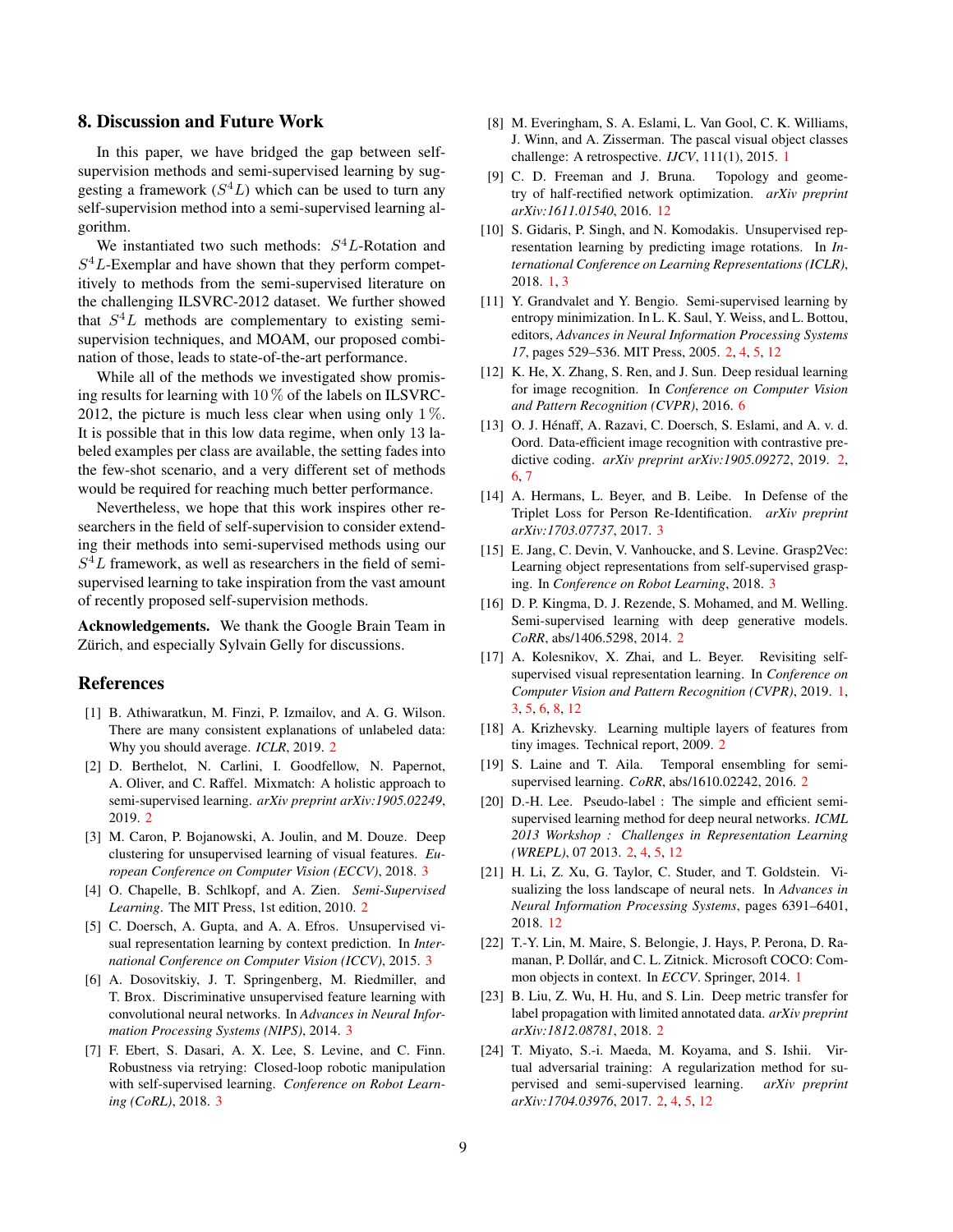## 8. Discussion and Future Work

In this paper, we have bridged the gap between self-supervision methods and semi-supervised learning by suggesting a framework ($S^4L$) which can be used to turn any self-supervision method into a semi-supervised learning algorithm.

We instantiated two such methods: $S^4L$-Rotation and $S^4L$-Exemplar and have shown that they perform competitively to methods from the semi-supervised literature on the challenging ILSVRC-2012 dataset. We further showed that $S^4L$ methods are complementary to existing semi-supervision techniques, and MOAM, our proposed combination of those, leads to state-of-the-art performance.

While all of the methods we investigated show promising results for learning with $10\,\%$ of the labels on ILSVRC-2012, the picture is much less clear when using only $1\,\%$. It is possible that in this low data regime, when only 13 labeled examples per class are available, the setting fades into the few-shot scenario, and a very different set of methods would be required for reaching much better performance.

Nevertheless, we hope that this work inspires other researchers in the field of self-supervision to consider extending their methods into semi-supervised methods using our $S^4L$ framework, as well as researchers in the field of semi-supervised learning to take inspiration from the vast amount of recently proposed self-supervision methods.

**Acknowledgements.** We thank the Google Brain Team in Zürich, and especially Sylvain Gelly for discussions.

## References

[1] B. Athiwaratkun, M. Finzi, P. Izmailov, and A. G. Wilson. There are many consistent explanations of unlabeled data: Why you should average. *ICLR*, 2019. 2

[2] D. Berthelot, N. Carlini, I. Goodfellow, N. Papernot, A. Oliver, and C. Raffel. Mixmatch: A holistic approach to semi-supervised learning. *arXiv preprint arXiv:1905.02249*, 2019. 2

[3] M. Caron, P. Bojanowski, A. Joulin, and M. Douze. Deep clustering for unsupervised learning of visual features. *European Conference on Computer Vision (ECCV)*, 2018. 3

[4] O. Chapelle, B. Schlkopf, and A. Zien. *Semi-Supervised Learning*. The MIT Press, 1st edition, 2010. 2

[5] C. Doersch, A. Gupta, and A. A. Efros. Unsupervised visual representation learning by context prediction. In *International Conference on Computer Vision (ICCV)*, 2015. 3

[6] A. Dosovitskiy, J. T. Springenberg, M. Riedmiller, and T. Brox. Discriminative unsupervised feature learning with convolutional neural networks. In *Advances in Neural Information Processing Systems (NIPS)*, 2014. 3

[7] F. Ebert, S. Dasari, A. X. Lee, S. Levine, and C. Finn. Robustness via retrying: Closed-loop robotic manipulation with self-supervised learning. *Conference on Robot Learning (CoRL)*, 2018. 3

[8] M. Everingham, S. A. Eslami, L. Van Gool, C. K. Williams, J. Winn, and A. Zisserman. The pascal visual object classes challenge: A retrospective. *IJCV*, 111(1), 2015. 1

[9] C. D. Freeman and J. Bruna. Topology and geometry of half-rectified network optimization. *arXiv preprint arXiv:1611.01540*, 2016. 12

[10] S. Gidaris, P. Singh, and N. Komodakis. Unsupervised representation learning by predicting image rotations. In *International Conference on Learning Representations (ICLR)*, 2018. 1, 3

[11] Y. Grandvalet and Y. Bengio. Semi-supervised learning by entropy minimization. In L. K. Saul, Y. Weiss, and L. Bottou, editors, *Advances in Neural Information Processing Systems 17*, pages 529–536. MIT Press, 2005. 2, 4, 5, 12

[12] K. He, X. Zhang, S. Ren, and J. Sun. Deep residual learning for image recognition. In *Conference on Computer Vision and Pattern Recognition (CVPR)*, 2016. 6

[13] O. J. Hénaff, A. Razavi, C. Doersch, S. Eslami, and A. v. d. Oord. Data-efficient image recognition with contrastive predictive coding. *arXiv preprint arXiv:1905.09272*, 2019. 2, 6, 7

[14] A. Hermans, L. Beyer, and B. Leibe. In Defense of the Triplet Loss for Person Re-Identification. *arXiv preprint arXiv:1703.07737*, 2017. 3

[15] E. Jang, C. Devin, V. Vanhoucke, and S. Levine. Grasp2Vec: Learning object representations from self-supervised grasping. In *Conference on Robot Learning*, 2018. 3

[16] D. P. Kingma, D. J. Rezende, S. Mohamed, and M. Welling. Semi-supervised learning with deep generative models. *CoRR*, abs/1406.5298, 2014. 2

[17] A. Kolesnikov, X. Zhai, and L. Beyer. Revisiting self-supervised visual representation learning. In *Conference on Computer Vision and Pattern Recognition (CVPR)*, 2019. 1, 3, 5, 6, 8, 12

[18] A. Krizhevsky. Learning multiple layers of features from tiny images. Technical report, 2009. 2

[19] S. Laine and T. Aila. Temporal ensembling for semi-supervised learning. *CoRR*, abs/1610.02242, 2016. 2

[20] D.-H. Lee. Pseudo-label : The simple and efficient semi-supervised learning method for deep neural networks. *ICML 2013 Workshop : Challenges in Representation Learning (WREPL)*, 07 2013. 2, 4, 5, 12

[21] H. Li, Z. Xu, G. Taylor, C. Studer, and T. Goldstein. Visualizing the loss landscape of neural nets. In *Advances in Neural Information Processing Systems*, pages 6391–6401, 2018. 12

[22] T.-Y. Lin, M. Maire, S. Belongie, J. Hays, P. Perona, D. Ramanan, P. Dollár, and C. L. Zitnick. Microsoft COCO: Common objects in context. In *ECCV*. Springer, 2014. 1

[23] B. Liu, Z. Wu, H. Hu, and S. Lin. Deep metric transfer for label propagation with limited annotated data. *arXiv preprint arXiv:1812.08781*, 2018. 2

[24] T. Miyato, S.-i. Maeda, M. Koyama, and S. Ishii. Virtual adversarial training: A regularization method for supervised and semi-supervised learning. *arXiv preprint arXiv:1704.03976*, 2017. 2, 4, 5, 12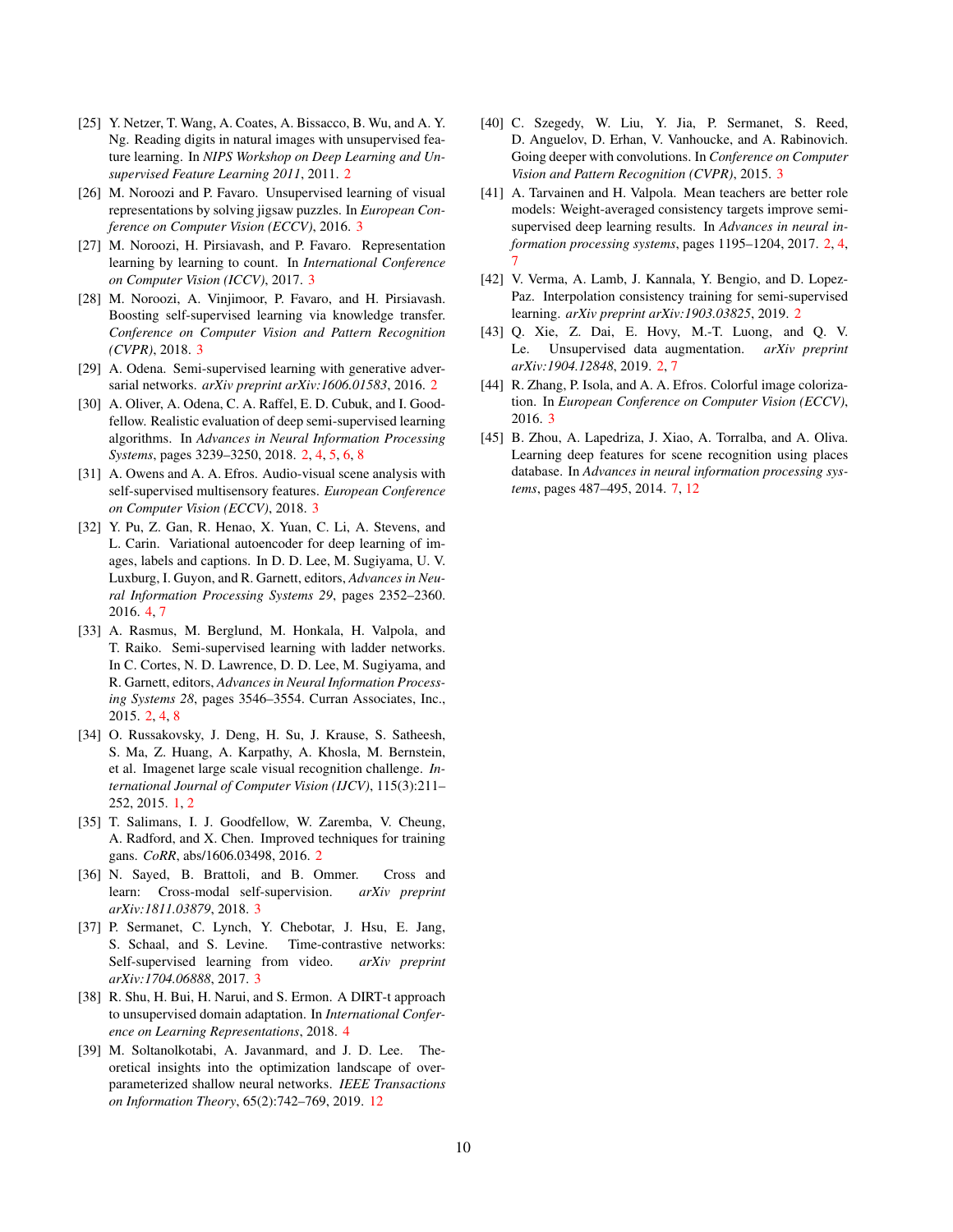[25] Y. Netzer, T. Wang, A. Coates, A. Bissacco, B. Wu, and A. Y. Ng. Reading digits in natural images with unsupervised feature learning. In *NIPS Workshop on Deep Learning and Unsupervised Feature Learning 2011*, 2011. 2

[26] M. Noroozi and P. Favaro. Unsupervised learning of visual representations by solving jigsaw puzzles. In *European Conference on Computer Vision (ECCV)*, 2016. 3

[27] M. Noroozi, H. Pirsiavash, and P. Favaro. Representation learning by learning to count. In *International Conference on Computer Vision (ICCV)*, 2017. 3

[28] M. Noroozi, A. Vinjimoor, P. Favaro, and H. Pirsiavash. Boosting self-supervised learning via knowledge transfer. *Conference on Computer Vision and Pattern Recognition (CVPR)*, 2018. 3

[29] A. Odena. Semi-supervised learning with generative adversarial networks. *arXiv preprint arXiv:1606.01583*, 2016. 2

[30] A. Oliver, A. Odena, C. A. Raffel, E. D. Cubuk, and I. Goodfellow. Realistic evaluation of deep semi-supervised learning algorithms. In *Advances in Neural Information Processing Systems*, pages 3239–3250, 2018. 2, 4, 5, 6, 8

[31] A. Owens and A. A. Efros. Audio-visual scene analysis with self-supervised multisensory features. *European Conference on Computer Vision (ECCV)*, 2018. 3

[32] Y. Pu, Z. Gan, R. Henao, X. Yuan, C. Li, A. Stevens, and L. Carin. Variational autoencoder for deep learning of images, labels and captions. In D. D. Lee, M. Sugiyama, U. V. Luxburg, I. Guyon, and R. Garnett, editors, *Advances in Neural Information Processing Systems 29*, pages 2352–2360. 2016. 4, 7

[33] A. Rasmus, M. Berglund, M. Honkala, H. Valpola, and T. Raiko. Semi-supervised learning with ladder networks. In C. Cortes, N. D. Lawrence, D. D. Lee, M. Sugiyama, and R. Garnett, editors, *Advances in Neural Information Processing Systems 28*, pages 3546–3554. Curran Associates, Inc., 2015. 2, 4, 8

[34] O. Russakovsky, J. Deng, H. Su, J. Krause, S. Satheesh, S. Ma, Z. Huang, A. Karpathy, A. Khosla, M. Bernstein, et al. Imagenet large scale visual recognition challenge. *International Journal of Computer Vision (IJCV)*, 115(3):211–252, 2015. 1, 2

[35] T. Salimans, I. J. Goodfellow, W. Zaremba, V. Cheung, A. Radford, and X. Chen. Improved techniques for training gans. *CoRR*, abs/1606.03498, 2016. 2

[36] N. Sayed, B. Brattoli, and B. Ommer. Cross and learn: Cross-modal self-supervision. *arXiv preprint arXiv:1811.03879*, 2018. 3

[37] P. Sermanet, C. Lynch, Y. Chebotar, J. Hsu, E. Jang, S. Schaal, and S. Levine. Time-contrastive networks: Self-supervised learning from video. *arXiv preprint arXiv:1704.06888*, 2017. 3

[38] R. Shu, H. Bui, H. Narui, and S. Ermon. A DIRT-t approach to unsupervised domain adaptation. In *International Conference on Learning Representations*, 2018. 4

[39] M. Soltanolkotabi, A. Javanmard, and J. D. Lee. Theoretical insights into the optimization landscape of overparameterized shallow neural networks. *IEEE Transactions on Information Theory*, 65(2):742–769, 2019. 12

[40] C. Szegedy, W. Liu, Y. Jia, P. Sermanet, S. Reed, D. Anguelov, D. Erhan, V. Vanhoucke, and A. Rabinovich. Going deeper with convolutions. In *Conference on Computer Vision and Pattern Recognition (CVPR)*, 2015. 3

[41] A. Tarvainen and H. Valpola. Mean teachers are better role models: Weight-averaged consistency targets improve semi-supervised deep learning results. In *Advances in neural information processing systems*, pages 1195–1204, 2017. 2, 4, 7

[42] V. Verma, A. Lamb, J. Kannala, Y. Bengio, and D. Lopez-Paz. Interpolation consistency training for semi-supervised learning. *arXiv preprint arXiv:1903.03825*, 2019. 2

[43] Q. Xie, Z. Dai, E. Hovy, M.-T. Luong, and Q. V. Le. Unsupervised data augmentation. *arXiv preprint arXiv:1904.12848*, 2019. 2, 7

[44] R. Zhang, P. Isola, and A. A. Efros. Colorful image colorization. In *European Conference on Computer Vision (ECCV)*, 2016. 3

[45] B. Zhou, A. Lapedriza, J. Xiao, A. Torralba, and A. Oliva. Learning deep features for scene recognition using places database. In *Advances in neural information processing systems*, pages 487–495, 2014. 7, 12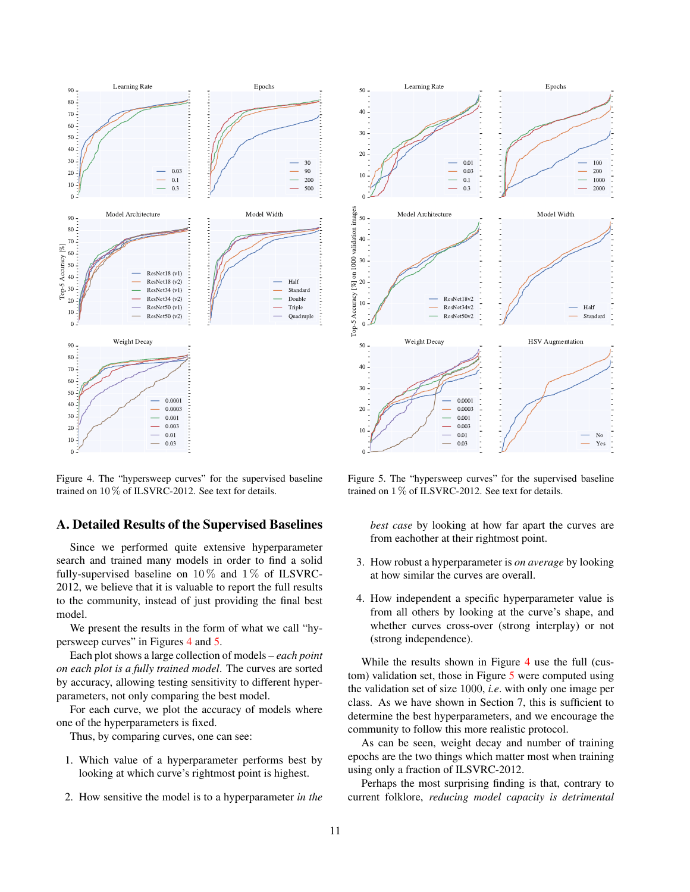Figure 4. The "hypersweep curves" for the supervised baseline trained on 10 % of ILSVRC-2012. See text for details.

Figure 5. The "hypersweep curves" for the supervised baseline trained on 1 % of ILSVRC-2012. See text for details.

## A. Detailed Results of the Supervised Baselines

Since we performed quite extensive hyperparameter search and trained many models in order to find a solid fully-supervised baseline on 10 % and 1 % of ILSVRC-2012, we believe that it is valuable to report the full results to the community, instead of just providing the final best model.

We present the results in the form of what we call "hypersweep curves" in Figures 4 and 5.

Each plot shows a large collection of models – *each point on each plot is a fully trained model*. The curves are sorted by accuracy, allowing testing sensitivity to different hyperparameters, not only comparing the best model.

For each curve, we plot the accuracy of models where one of the hyperparameters is fixed.

Thus, by comparing curves, one can see:

1. Which value of a hyperparameter performs best by looking at which curve's rightmost point is highest.
2. How sensitive the model is to a hyperparameter *in the best case* by looking at how far apart the curves are from eachother at their rightmost point.
3. How robust a hyperparameter is *on average* by looking at how similar the curves are overall.
4. How independent a specific hyperparameter value is from all others by looking at the curve's shape, and whether curves cross-over (strong interplay) or not (strong independence).

While the results shown in Figure 4 use the full (custom) validation set, those in Figure 5 were computed using the validation set of size 1000, *i.e.* with only one image per class. As we have shown in Section 7, this is sufficient to determine the best hyperparameters, and we encourage the community to follow this more realistic protocol.

As can be seen, weight decay and number of training epochs are the two things which matter most when training using only a fraction of ILSVRC-2012.

Perhaps the most surprising finding is that, contrary to current folklore, *reducing model capacity is detrimental*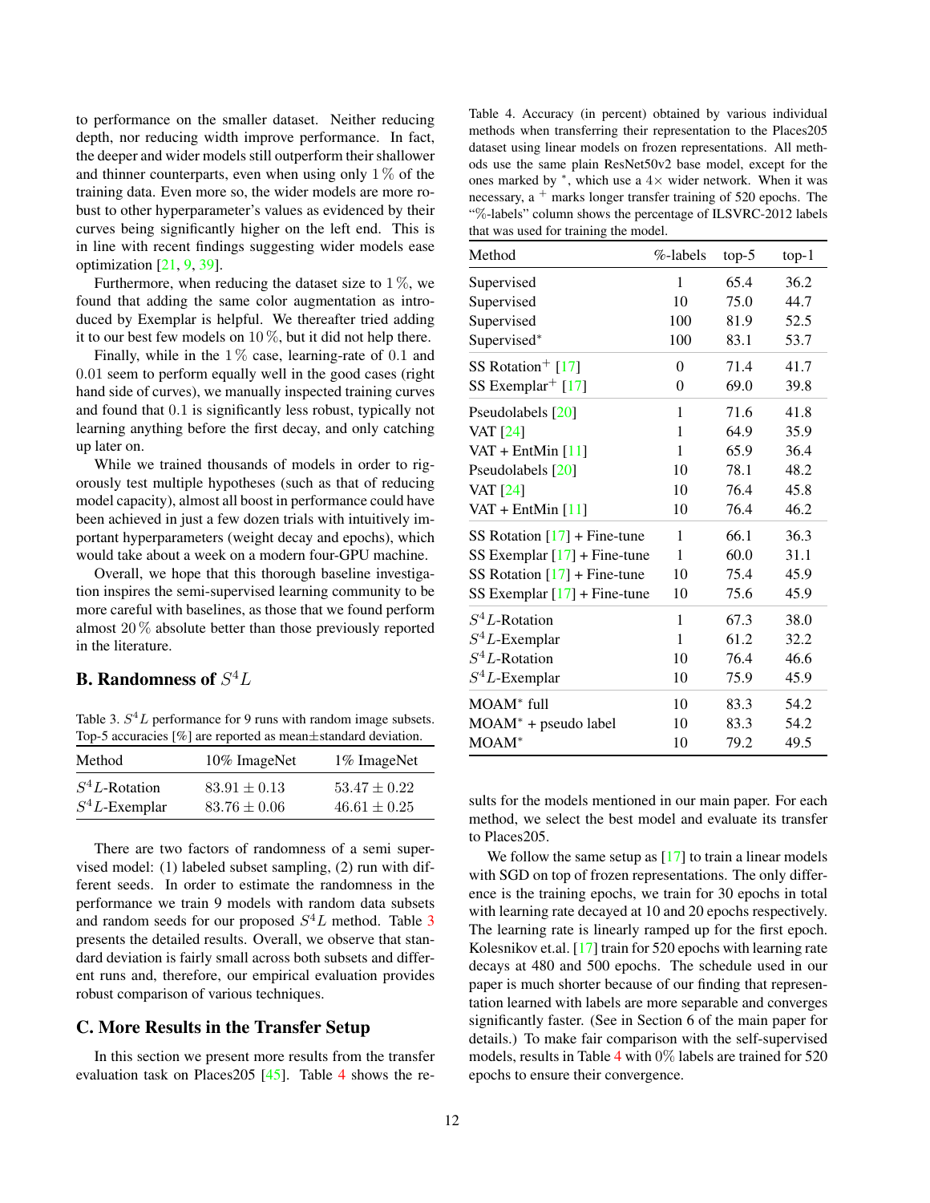to performance on the smaller dataset. Neither reducing depth, nor reducing width improve performance. In fact, the deeper and wider models still outperform their shallower and thinner counterparts, even when using only $1\,\%$ of the training data. Even more so, the wider models are more robust to other hyperparameter's values as evidenced by their curves being significantly higher on the left end. This is in line with recent findings suggesting wider models ease optimization [21, 9, 39].

Furthermore, when reducing the dataset size to $1\,\%$, we found that adding the same color augmentation as introduced by Exemplar is helpful. We thereafter tried adding it to our best few models on $10\,\%$, but it did not help there.

Finally, while in the $1\,\%$ case, learning-rate of $0.1$ and $0.01$ seem to perform equally well in the good cases (right hand side of curves), we manually inspected training curves and found that $0.1$ is significantly less robust, typically not learning anything before the first decay, and only catching up later on.

While we trained thousands of models in order to rigorously test multiple hypotheses (such as that of reducing model capacity), almost all boost in performance could have been achieved in just a few dozen trials with intuitively important hyperparameters (weight decay and epochs), which would take about a week on a modern four-GPU machine.

Overall, we hope that this thorough baseline investigation inspires the semi-supervised learning community to be more careful with baselines, as those that we found perform almost $20\,\%$ absolute better than those previously reported in the literature.

## B. Randomness of $S^4L$

Table 3. $S^4L$ performance for 9 runs with random image subsets. Top-5 accuracies [%] are reported as mean±standard deviation.

| Method | 10% ImageNet | 1% ImageNet |
|---|---|---|
| $S^4L$-Rotation | $83.91 \pm 0.13$ | $53.47 \pm 0.22$ |
| $S^4L$-Exemplar | $83.76 \pm 0.06$ | $46.61 \pm 0.25$ |

There are two factors of randomness of a semi supervised model: (1) labeled subset sampling, (2) run with different seeds. In order to estimate the randomness in the performance we train 9 models with random data subsets and random seeds for our proposed $S^4L$ method. Table 3 presents the detailed results. Overall, we observe that standard deviation is fairly small across both subsets and different runs and, therefore, our empirical evaluation provides robust comparison of various techniques.

## C. More Results in the Transfer Setup

In this section we present more results from the transfer evaluation task on Places205 [45]. Table 4 shows the results for the models mentioned in our main paper. For each method, we select the best model and evaluate its transfer to Places205.

Table 4. Accuracy (in percent) obtained by various individual methods when transferring their representation to the Places205 dataset using linear models on frozen representations. All methods use the same plain ResNet50v2 base model, except for the ones marked by *, which use a $4\times$ wider network. When it was necessary, a + marks longer transfer training of 520 epochs. The "%-labels" column shows the percentage of ILSVRC-2012 labels that was used for training the model.

| Method | %-labels | top-5 | top-1 |
|---|---|---|---|
| Supervised | 1 | 65.4 | 36.2 |
| Supervised | 10 | 75.0 | 44.7 |
| Supervised | 100 | 81.9 | 52.5 |
| Supervised* | 100 | 83.1 | 53.7 |
| SS Rotation+ [17] | 0 | 71.4 | 41.7 |
| SS Exemplar+ [17] | 0 | 69.0 | 39.8 |
| Pseudolabels [20] | 1 | 71.6 | 41.8 |
| VAT [24] | 1 | 64.9 | 35.9 |
| VAT + EntMin [11] | 1 | 65.9 | 36.4 |
| Pseudolabels [20] | 10 | 78.1 | 48.2 |
| VAT [24] | 10 | 76.4 | 45.8 |
| VAT + EntMin [11] | 10 | 76.4 | 46.2 |
| SS Rotation [17] + Fine-tune | 1 | 66.1 | 36.3 |
| SS Exemplar [17] + Fine-tune | 1 | 60.0 | 31.1 |
| SS Rotation [17] + Fine-tune | 10 | 75.4 | 45.9 |
| SS Exemplar [17] + Fine-tune | 10 | 75.6 | 45.9 |
| $S^4L$-Rotation | 1 | 67.3 | 38.0 |
| $S^4L$-Exemplar | 1 | 61.2 | 32.2 |
| $S^4L$-Rotation | 10 | 76.4 | 46.6 |
| $S^4L$-Exemplar | 10 | 75.9 | 45.9 |
| MOAM* full | 10 | 83.3 | 54.2 |
| MOAM* + pseudo label | 10 | 83.3 | 54.2 |
| MOAM* | 10 | 79.2 | 49.5 |

We follow the same setup as [17] to train a linear models with SGD on top of frozen representations. The only difference is the training epochs, we train for 30 epochs in total with learning rate decayed at 10 and 20 epochs respectively. The learning rate is linearly ramped up for the first epoch. Kolesnikov et.al. [17] train for 520 epochs with learning rate decays at 480 and 500 epochs. The schedule used in our paper is much shorter because of our finding that representation learned with labels are more separable and converges significantly faster. (See in Section 6 of the main paper for details.) To make fair comparison with the self-supervised models, results in Table 4 with $0\%$ labels are trained for 520 epochs to ensure their convergence.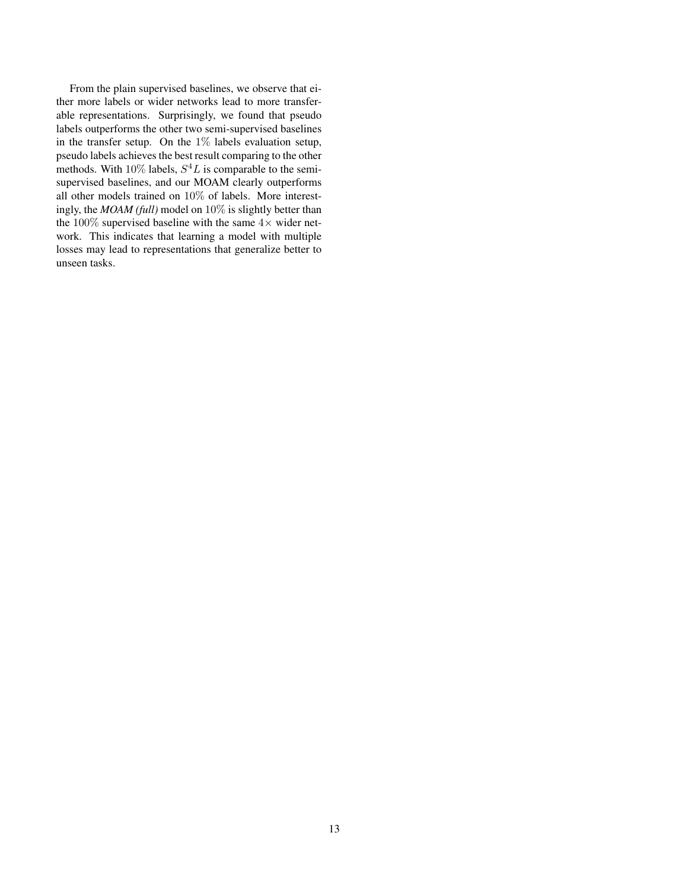From the plain supervised baselines, we observe that either more labels or wider networks lead to more transferable representations. Surprisingly, we found that pseudo labels outperforms the other two semi-supervised baselines in the transfer setup. On the $1\%$ labels evaluation setup, pseudo labels achieves the best result comparing to the other methods. With $10\%$ labels, $S^4L$ is comparable to the semi-supervised baselines, and our MOAM clearly outperforms all other models trained on $10\%$ of labels. More interestingly, the ***MOAM (full)*** model on $10\%$ is slightly better than the $100\%$ supervised baseline with the same $4\times$ wider network. This indicates that learning a model with multiple losses may lead to representations that generalize better to unseen tasks.